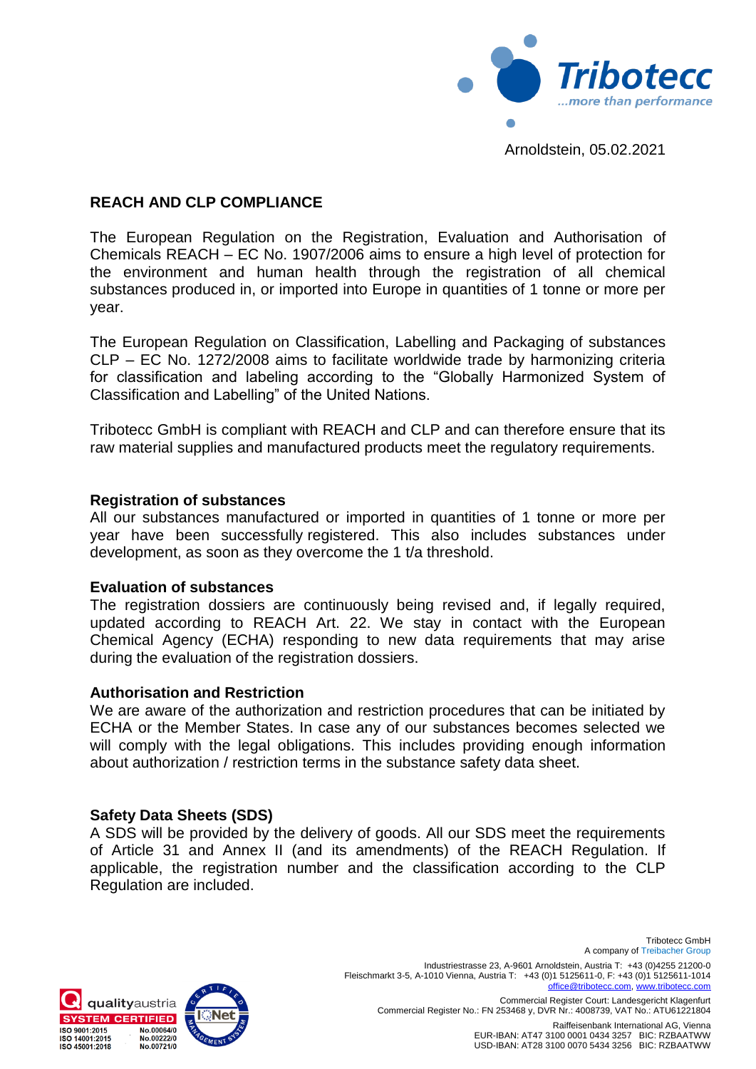Arnoldstein, 05.02.2021

## REACH AND CLP COMPLIANCE

The European Regulation on the Registration, Evaluation and Authorisation of Chemicals REACH – EC No. 1907/2006 aims to ensure a high level of protection for the environment and human health through the registration of all chemical substances produced in, or imported into Europe in quantities of 1 tonne or more per year.

The European Regulation on Classification, Labelling and Packaging of substances CLP – EC No. 1272/2008 aims to facilitate worldwide trade by harmonizing criteria for classification and labeling according to the "Globally Harmonized System of Classification and Labelling" of the United Nations.

Tribotecc GmbH is compliant with REACH and CLP and can therefore ensure that its raw material supplies and manufactured products meet the regulatory requirements.

### Registration of substances

All our substances manufactured or imported in quantities of 1 tonne or more per year have been successfully registered. This also includes substances under development, as soon as they overcome the 1 t/a threshold.

### Evaluation of substances

The registration dossiers are continuously being revised and, if legally required, updated according to REACH Art. 22. We stay in contact with the European Chemical Agency (ECHA) responding to new data requirements that may arise during the evaluation of the registration dossiers.

### Authorisation and Restriction

We are aware of the authorization and restriction procedures that can be initiated by ECHA or the Member States. In case any of our substances becomes selected we will comply with the legal obligations. This includes providing enough information about authorization / restriction terms in the substance safety data sheet.

### Safety Data Sheets (SDS)

A SDS will be provided by the delivery of goods. All our SDS meet the requirements of Article 31 and Annex II (and its amendments) of the REACH Regulation. If applicable, the registration number and the classification according to the CLP Regulation are included.

Tribotecc GmbH
A company of Treibacher Group

Industriestrasse 23, A-9601 Arnoldstein, Austria T: +43 (0)4255 21200-0
Fleischmarkt 3-5, A-1010 Vienna, Austria T: +43 (0)1 5125611-0, F: +43 (0)1 5125611-1014
office@tribotecc.com, www.tribotecc.com

Commercial Register Court: Landesgericht Klagenfurt
Commercial Register No.: FN 253468 y, DVR Nr.: 4008739, VAT No.: ATU61221804

Raiffeisenbank International AG, Vienna
EUR-IBAN: AT47 3100 0001 0434 3257 BIC: RZBAATWW
USD-IBAN: AT28 3100 0070 5434 3256 BIC: RZBAATWW

qualityaustria SYSTEM CERTIFIED
ISO 9001:2015 No.00064/0
ISO 14001:2015 No.00222/0
ISO 45001:2018 No.00721/0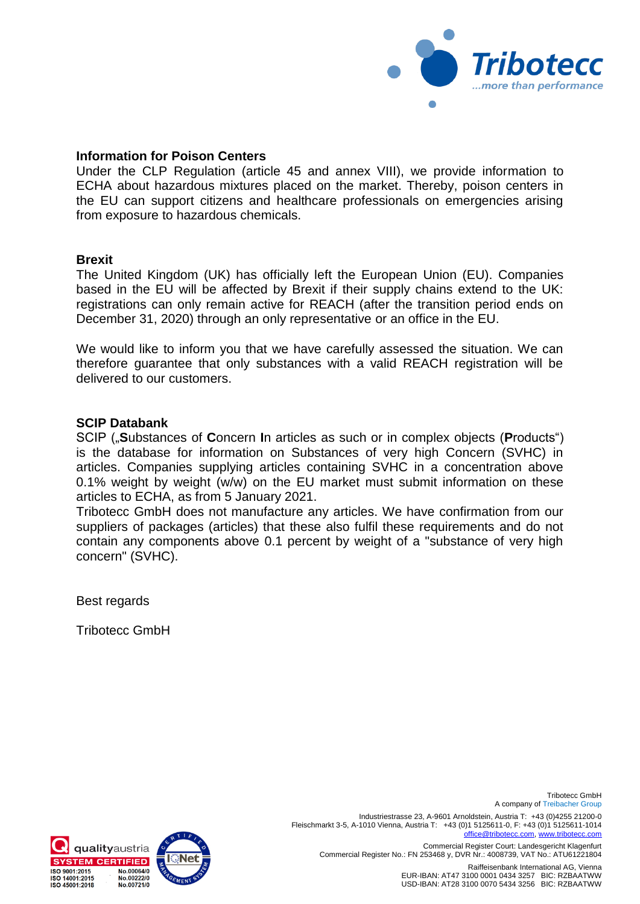## Information for Poison Centers

Under the CLP Regulation (article 45 and annex VIII), we provide information to ECHA about hazardous mixtures placed on the market. Thereby, poison centers in the EU can support citizens and healthcare professionals on emergencies arising from exposure to hazardous chemicals.

## Brexit

The United Kingdom (UK) has officially left the European Union (EU). Companies based in the EU will be affected by Brexit if their supply chains extend to the UK: registrations can only remain active for REACH (after the transition period ends on December 31, 2020) through an only representative or an office in the EU.

We would like to inform you that we have carefully assessed the situation. We can therefore guarantee that only substances with a valid REACH registration will be delivered to our customers.

## SCIP Databank

SCIP („**S**ubstances of **C**oncern **I**n articles as such or in complex objects (**P**roducts“) is the database for information on Substances of very high Concern (SVHC) in articles. Companies supplying articles containing SVHC in a concentration above 0.1% weight by weight (w/w) on the EU market must submit information on these articles to ECHA, as from 5 January 2021.

Tribotecc GmbH does not manufacture any articles. We have confirmation from our suppliers of packages (articles) that these also fulfil these requirements and do not contain any components above 0.1 percent by weight of a "substance of very high concern" (SVHC).

Best regards

Tribotecc GmbH